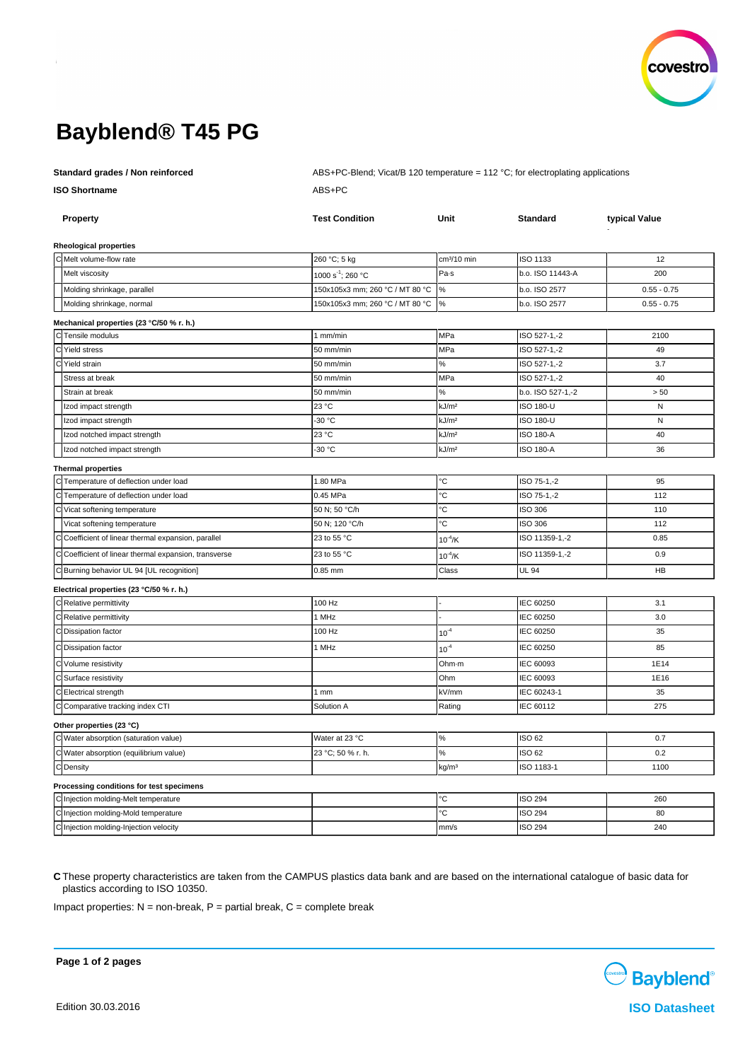# Bayblend® T45 PG

**Standard grades / Non reinforced** — ABS+PC-Blend; Vicat/B 120 temperature = 112 °C; for electroplating applications

**ISO Shortname** — ABS+PC

| | Property | Test Condition | Unit | Standard | typical Value |
|---|---|---|---|---|---|
| | **Rheological properties** | | | | |
| C | Melt volume-flow rate | 260 °C; 5 kg | cm³/10 min | ISO 1133 | 12 |
| | Melt viscosity | 1000 $s^{-1}$; 260 °C | Pa·s | b.o. ISO 11443-A | 200 |
| | Molding shrinkage, parallel | 150x105x3 mm; 260 °C / MT 80 °C | % | b.o. ISO 2577 | 0.55 - 0.75 |
| | Molding shrinkage, normal | 150x105x3 mm; 260 °C / MT 80 °C | % | b.o. ISO 2577 | 0.55 - 0.75 |
| | **Mechanical properties (23 °C/50 % r. h.)** | | | | |
| C | Tensile modulus | 1 mm/min | MPa | ISO 527-1,-2 | 2100 |
| C | Yield stress | 50 mm/min | MPa | ISO 527-1,-2 | 49 |
| C | Yield strain | 50 mm/min | % | ISO 527-1,-2 | 3.7 |
| | Stress at break | 50 mm/min | MPa | ISO 527-1,-2 | 40 |
| | Strain at break | 50 mm/min | % | b.o. ISO 527-1,-2 | > 50 |
| | Izod impact strength | 23 °C | kJ/m² | ISO 180-U | N |
| | Izod impact strength | -30 °C | kJ/m² | ISO 180-U | N |
| | Izod notched impact strength | 23 °C | kJ/m² | ISO 180-A | 40 |
| | Izod notched impact strength | -30 °C | kJ/m² | ISO 180-A | 36 |
| | **Thermal properties** | | | | |
| C | Temperature of deflection under load | 1.80 MPa | °C | ISO 75-1,-2 | 95 |
| C | Temperature of deflection under load | 0.45 MPa | °C | ISO 75-1,-2 | 112 |
| C | Vicat softening temperature | 50 N; 50 °C/h | °C | ISO 306 | 110 |
| | Vicat softening temperature | 50 N; 120 °C/h | °C | ISO 306 | 112 |
| C | Coefficient of linear thermal expansion, parallel | 23 to 55 °C | $10^{-4}$/K | ISO 11359-1,-2 | 0.85 |
| C | Coefficient of linear thermal expansion, transverse | 23 to 55 °C | $10^{-4}$/K | ISO 11359-1,-2 | 0.9 |
| C | Burning behavior UL 94 [UL recognition] | 0.85 mm | Class | UL 94 | HB |
| | **Electrical properties (23 °C/50 % r. h.)** | | | | |
| C | Relative permittivity | 100 Hz | - | IEC 60250 | 3.1 |
| C | Relative permittivity | 1 MHz | - | IEC 60250 | 3.0 |
| C | Dissipation factor | 100 Hz | $10^{-4}$ | IEC 60250 | 35 |
| C | Dissipation factor | 1 MHz | $10^{-4}$ | IEC 60250 | 85 |
| C | Volume resistivity | | Ohm·m | IEC 60093 | 1E14 |
| C | Surface resistivity | | Ohm | IEC 60093 | 1E16 |
| C | Electrical strength | 1 mm | kV/mm | IEC 60243-1 | 35 |
| C | Comparative tracking index CTI | Solution A | Rating | IEC 60112 | 275 |
| | **Other properties (23 °C)** | | | | |
| C | Water absorption (saturation value) | Water at 23 °C | % | ISO 62 | 0.7 |
| C | Water absorption (equilibrium value) | 23 °C; 50 % r. h. | % | ISO 62 | 0.2 |
| C | Density | | kg/m³ | ISO 1183-1 | 1100 |
| | **Processing conditions for test specimens** | | | | |
| C | Injection molding-Melt temperature | | °C | ISO 294 | 260 |
| C | Injection molding-Mold temperature | | °C | ISO 294 | 80 |
| C | Injection molding-Injection velocity | | mm/s | ISO 294 | 240 |

**C** These property characteristics are taken from the CAMPUS plastics data bank and are based on the international catalogue of basic data for plastics according to ISO 10350.

Impact properties: N = non-break, P = partial break, C = complete break

Edition 30.03.2016

ISO Datasheet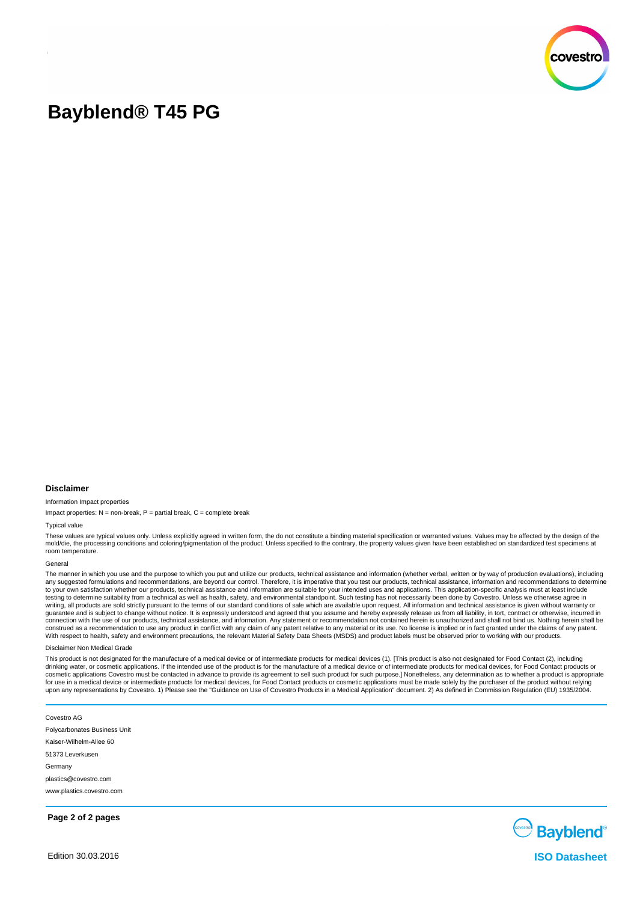# Bayblend® T45 PG

### Disclaimer

Information Impact properties

Impact properties: N = non-break, P = partial break, C = complete break

Typical value

These values are typical values only. Unless explicitly agreed in written form, the do not constitute a binding material specification or warranted values. Values may be affected by the design of the mold/die, the processing conditions and coloring/pigmentation of the product. Unless specified to the contrary, the property values given have been established on standardized test specimens at room temperature.

General

The manner in which you use and the purpose to which you put and utilize our products, technical assistance and information (whether verbal, written or by way of production evaluations), including any suggested formulations and recommendations, are beyond our control. Therefore, it is imperative that you test our products, technical assistance, information and recommendations to determine to your own satisfaction whether our products, technical assistance and information are suitable for your intended uses and applications. This application-specific analysis must at least include testing to determine suitability from a technical as well as health, safety, and environmental standpoint. Such testing has not necessarily been done by Covestro. Unless we otherwise agree in writing, all products are sold strictly pursuant to the terms of our standard conditions of sale which are available upon request. All information and technical assistance is given without warranty or guarantee and is subject to change without notice. It is expressly understood and agreed that you assume and hereby expressly release us from all liability, in tort, contract or otherwise, incurred in connection with the use of our products, technical assistance, and information. Any statement or recommendation not contained herein is unauthorized and shall not bind us. Nothing herein shall be construed as a recommendation to use any product in conflict with any claim of any patent relative to any material or its use. No license is implied or in fact granted under the claims of any patent. With respect to health, safety and environment precautions, the relevant Material Safety Data Sheets (MSDS) and product labels must be observed prior to working with our products.

Disclaimer Non Medical Grade

This product is not designated for the manufacture of a medical device or of intermediate products for medical devices (1). [This product is also not designated for Food Contact (2), including drinking water, or cosmetic applications. If the intended use of the product is for the manufacture of a medical device or of intermediate products for medical devices, for Food Contact products or cosmetic applications Covestro must be contacted in advance to provide its agreement to sell such product for such purpose.] Nonetheless, any determination as to whether a product is appropriate for use in a medical device or intermediate products for medical devices, for Food Contact products or cosmetic applications must be made solely by the purchaser of the product without relying upon any representations by Covestro. 1) Please see the "Guidance on Use of Covestro Products in a Medical Application" document. 2) As defined in Commission Regulation (EU) 1935/2004.

Covestro AG

Polycarbonates Business Unit

Kaiser-Wilhelm-Allee 60

51373 Leverkusen

Germany

plastics@covestro.com

www.plastics.covestro.com

Edition 30.03.2016

ISO Datasheet